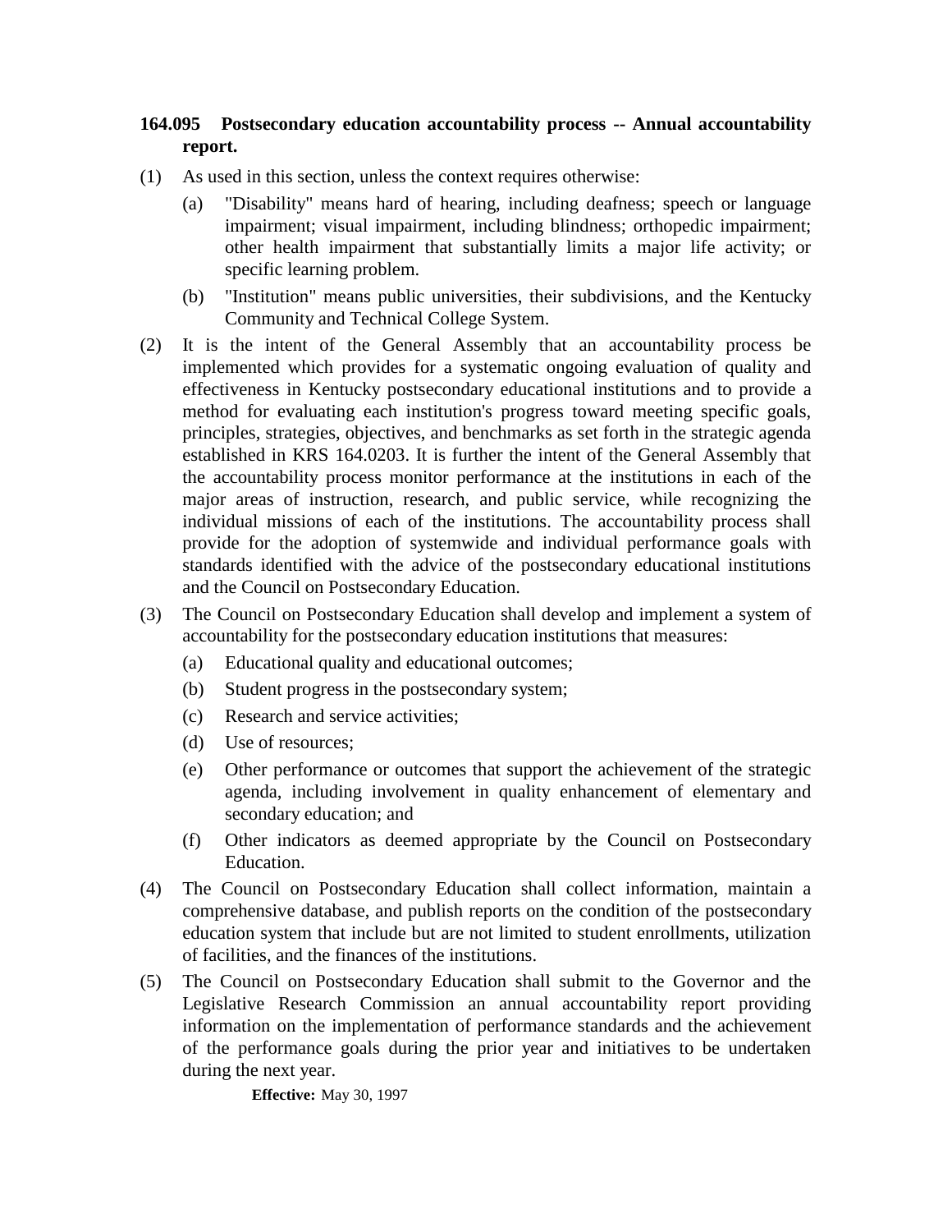**164.095 Postsecondary education accountability process -- Annual accountability report.**

(1) As used in this section, unless the context requires otherwise:

(a) "Disability" means hard of hearing, including deafness; speech or language impairment; visual impairment, including blindness; orthopedic impairment; other health impairment that substantially limits a major life activity; or specific learning problem.

(b) "Institution" means public universities, their subdivisions, and the Kentucky Community and Technical College System.

(2) It is the intent of the General Assembly that an accountability process be implemented which provides for a systematic ongoing evaluation of quality and effectiveness in Kentucky postsecondary educational institutions and to provide a method for evaluating each institution's progress toward meeting specific goals, principles, strategies, objectives, and benchmarks as set forth in the strategic agenda established in KRS 164.0203. It is further the intent of the General Assembly that the accountability process monitor performance at the institutions in each of the major areas of instruction, research, and public service, while recognizing the individual missions of each of the institutions. The accountability process shall provide for the adoption of systemwide and individual performance goals with standards identified with the advice of the postsecondary educational institutions and the Council on Postsecondary Education.

(3) The Council on Postsecondary Education shall develop and implement a system of accountability for the postsecondary education institutions that measures:

(a) Educational quality and educational outcomes;

(b) Student progress in the postsecondary system;

(c) Research and service activities;

(d) Use of resources;

(e) Other performance or outcomes that support the achievement of the strategic agenda, including involvement in quality enhancement of elementary and secondary education; and

(f) Other indicators as deemed appropriate by the Council on Postsecondary Education.

(4) The Council on Postsecondary Education shall collect information, maintain a comprehensive database, and publish reports on the condition of the postsecondary education system that include but are not limited to student enrollments, utilization of facilities, and the finances of the institutions.

(5) The Council on Postsecondary Education shall submit to the Governor and the Legislative Research Commission an annual accountability report providing information on the implementation of performance standards and the achievement of the performance goals during the prior year and initiatives to be undertaken during the next year.

**Effective:** May 30, 1997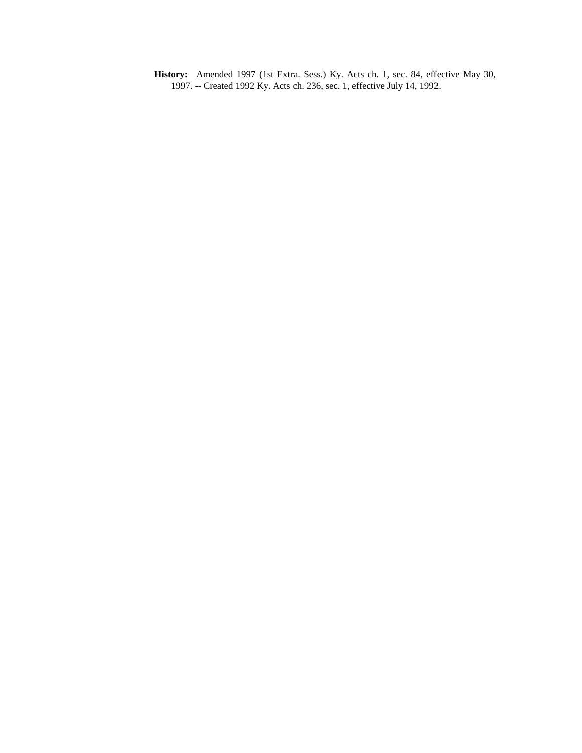**History:** Amended 1997 (1st Extra. Sess.) Ky. Acts ch. 1, sec. 84, effective May 30, 1997. -- Created 1992 Ky. Acts ch. 236, sec. 1, effective July 14, 1992.